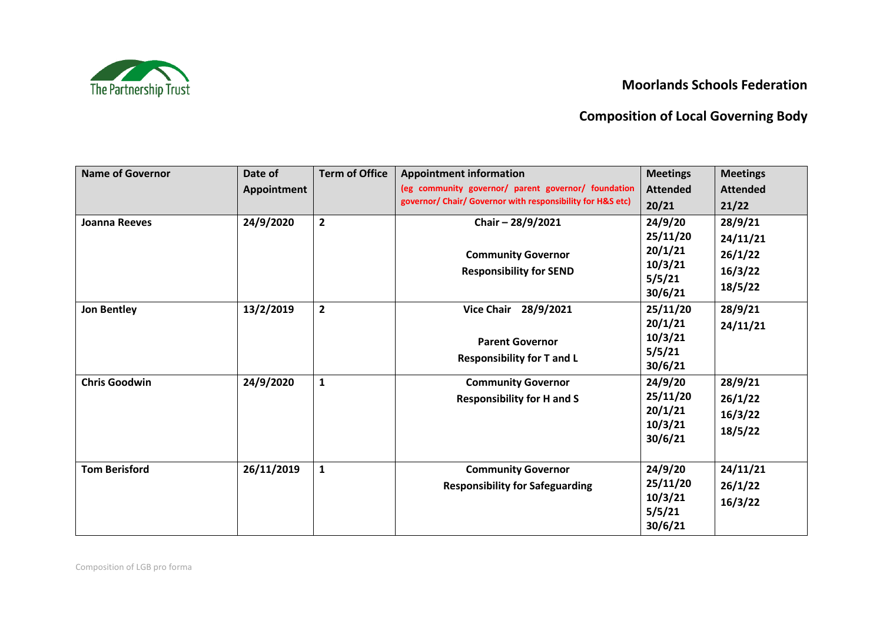The Partnership Trust

## Moorlands Schools Federation

## Composition of Local Governing Body

| Name of Governor | Date of Appointment | Term of Office | Appointment information (eg community governor/ parent governor/ foundation governor/ Chair/ Governor with responsibility for H&S etc) | Meetings Attended 20/21 | Meetings Attended 21/22 |
|---|---|---|---|---|---|
| **Joanna Reeves** | **24/9/2020** | **2** | **Chair – 28/9/2021**<br><br>**Community Governor**<br>**Responsibility for SEND** | **24/9/20**<br>**25/11/20**<br>**20/1/21**<br>**10/3/21**<br>**5/5/21**<br>**30/6/21** | **28/9/21**<br>**24/11/21**<br>**26/1/22**<br>**16/3/22**<br>**18/5/22** |
| **Jon Bentley** | **13/2/2019** | **2** | **Vice Chair 28/9/2021**<br><br>**Parent Governor**<br>**Responsibility for T and L** | **25/11/20**<br>**20/1/21**<br>**10/3/21**<br>**5/5/21**<br>**30/6/21** | **28/9/21**<br>**24/11/21** |
| **Chris Goodwin** | **24/9/2020** | **1** | **Community Governor**<br>**Responsibility for H and S** | **24/9/20**<br>**25/11/20**<br>**20/1/21**<br>**10/3/21**<br>**30/6/21** | **28/9/21**<br>**26/1/22**<br>**16/3/22**<br>**18/5/22** |
| **Tom Berisford** | **26/11/2019** | **1** | **Community Governor**<br>**Responsibility for Safeguarding** | **24/9/20**<br>**25/11/20**<br>**10/3/21**<br>**5/5/21**<br>**30/6/21** | **24/11/21**<br>**26/1/22**<br>**16/3/22** |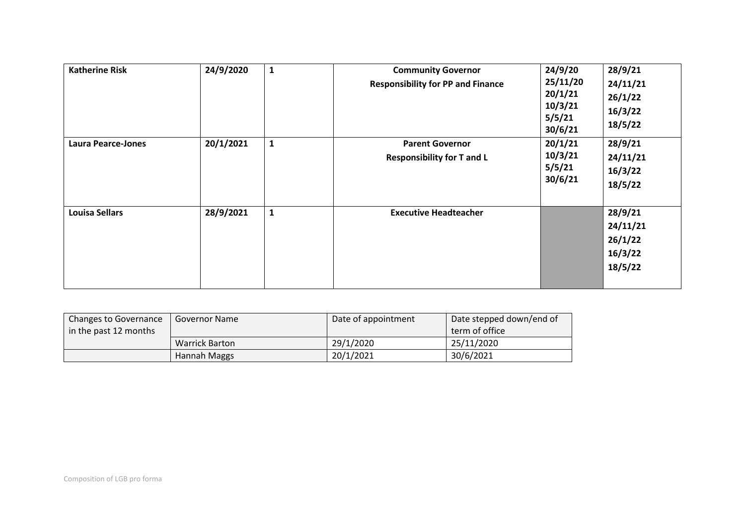| | | | | | |
|---|---|---|---|---|---|
| **Katherine Risk** | **24/9/2020** | **1** | **Community Governor**<br>**Responsibility for PP and Finance** | **24/9/20**<br>**25/11/20**<br>**20/1/21**<br>**10/3/21**<br>**5/5/21**<br>**30/6/21** | **28/9/21**<br>**24/11/21**<br>**26/1/22**<br>**16/3/22**<br>**18/5/22** |
| **Laura Pearce-Jones** | **20/1/2021** | **1** | **Parent Governor**<br>**Responsibility for T and L** | **20/1/21**<br>**10/3/21**<br>**5/5/21**<br>**30/6/21** | **28/9/21**<br>**24/11/21**<br>**16/3/22**<br>**18/5/22** |
| **Louisa Sellars** | **28/9/2021** | **1** | **Executive Headteacher** | | **28/9/21**<br>**24/11/21**<br>**26/1/22**<br>**16/3/22**<br>**18/5/22** |

| Changes to Governance in the past 12 months | Governor Name | Date of appointment | Date stepped down/end of term of office |
|---|---|---|---|
| | Warrick Barton | 29/1/2020 | 25/11/2020 |
| | Hannah Maggs | 20/1/2021 | 30/6/2021 |